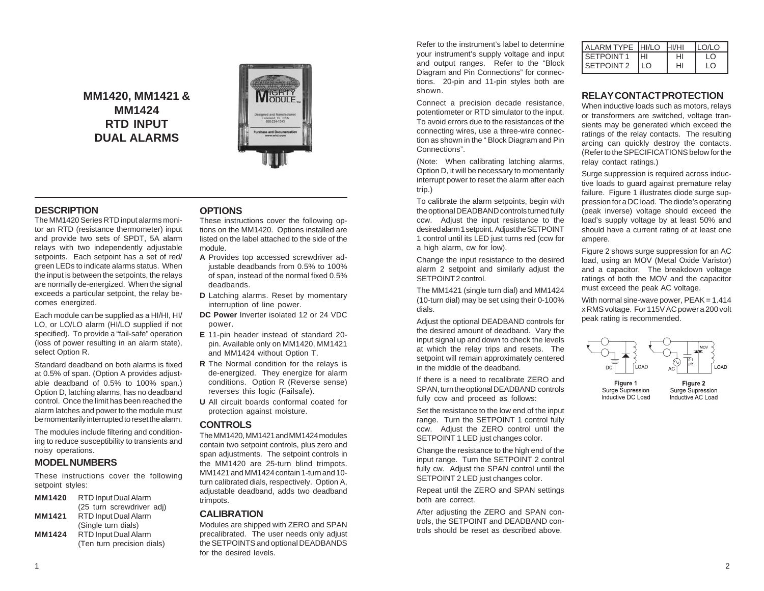# MM1420, MM1421 & MM1424 RTD INPUT DUAL ALARMS

## DESCRIPTION

The MM1420 Series RTD input alarms monitor an RTD (resistance thermometer) input and provide two sets of SPDT, 5A alarm relays with two independently adjustable setpoints. Each setpoint has a set of red/green LEDs to indicate alarms status. When the input is between the setpoints, the relays are normally de-energized. When the signal exceeds a particular setpoint, the relay becomes energized.

Each module can be supplied as a HI/HI, HI/LO, or LO/LO alarm (HI/LO supplied if not specified). To provide a "fail-safe" operation (loss of power resulting in an alarm state), select Option R.

Standard deadband on both alarms is fixed at 0.5% of span. (Option A provides adjustable deadband of 0.5% to 100% span.) Option D, latching alarms, has no deadband control. Once the limit has been reached the alarm latches and power to the module must be momentarily interrupted to reset the alarm.

The modules include filtering and conditioning to reduce susceptibility to transients and noisy operations.

## MODEL NUMBERS

These instructions cover the following setpoint styles:

**MM1420** RTD Input Dual Alarm (25 turn screwdriver adj)
**MM1421** RTD Input Dual Alarm (Single turn dials)
**MM1424** RTD Input Dual Alarm (Ten turn precision dials)

## OPTIONS

These instructions cover the following options on the MM1420. Options installed are listed on the label attached to the side of the module.

- **A** Provides top accessed screwdriver adjustable deadbands from 0.5% to 100% of span, instead of the normal fixed 0.5% deadbands.
- **D** Latching alarms. Reset by momentary interruption of line power.
- **DC Power** Inverter isolated 12 or 24 VDC power.
- **E** 11-pin header instead of standard 20-pin. Available only on MM1420, MM1421 and MM1424 without Option T.
- **R** The Normal condition for the relays is de-energized. They energize for alarm conditions. Option R (Reverse sense) reverses this logic (Failsafe).
- **U** All circuit boards conformal coated for protection against moisture.

## CONTROLS

The MM1420, MM1421 and MM1424 modules contain two setpoint controls, plus zero and span adjustments. The setpoint controls in the MM1420 are 25-turn blind trimpots. MM1421 and MM1424 contain 1-turn and 10-turn calibrated dials, respectively. Option A, adjustable deadband, adds two deadband trimpots.

## CALIBRATION

Modules are shipped with ZERO and SPAN precalibrated. The user needs only adjust the SETPOINTS and optional DEADBANDS for the desired levels.

Refer to the instrument's label to determine your instrument's supply voltage and input and output ranges. Refer to the "Block Diagram and Pin Connections" for connections. 20-pin and 11-pin styles both are shown.

Connect a precision decade resistance, potentiometer or RTD simulator to the input. To avoid errors due to the resistances of the connecting wires, use a three-wire connection as shown in the " Block Diagram and Pin Connections".

(Note: When calibrating latching alarms, Option D, it will be necessary to momentarily interrupt power to reset the alarm after each trip.)

To calibrate the alarm setpoints, begin with the optional DEADBAND controls turned fully ccw. Adjust the input resistance to the desired alarm 1 setpoint. Adjust the SETPOINT 1 control until its LED just turns red (ccw for a high alarm, cw for low).

Change the input resistance to the desired alarm 2 setpoint and similarly adjust the SETPOINT 2 control.

The MM1421 (single turn dial) and MM1424 (10-turn dial) may be set using their 0-100% dials.

Adjust the optional DEADBAND controls for the desired amount of deadband. Vary the input signal up and down to check the levels at which the relay trips and resets. The setpoint will remain approximately centered in the middle of the deadband.

If there is a need to recalibrate ZERO and SPAN, turn the optional DEADBAND controls fully ccw and proceed as follows:

Set the resistance to the low end of the input range. Turn the SETPOINT 1 control fully ccw. Adjust the ZERO control until the SETPOINT 1 LED just changes color.

Change the resistance to the high end of the input range. Turn the SETPOINT 2 control fully cw. Adjust the SPAN control until the SETPOINT 2 LED just changes color.

Repeat until the ZERO and SPAN settings both are correct.

After adjusting the ZERO and SPAN controls, the SETPOINT and DEADBAND controls should be reset as described above.

| ALARM TYPE | HI/LO | HI/HI | LO/LO |
|---|---|---|---|
| SETPOINT 1 | HI | HI | LO |
| SETPOINT 2 | LO | HI | LO |

## RELAY CONTACT PROTECTION

When inductive loads such as motors, relays or transformers are switched, voltage transients may be generated which exceed the ratings of the relay contacts. The resulting arcing can quickly destroy the contacts. (Refer to the SPECIFICATIONS below for the relay contact ratings.)

Surge suppression is required across inductive loads to guard against premature relay failure. Figure 1 illustrates diode surge suppression for a DC load. The diode's operating (peak inverse) voltage should exceed the load's supply voltage by at least 50% and should have a current rating of at least one ampere.

Figure 2 shows surge suppression for an AC load, using an MOV (Metal Oxide Varistor) and a capacitor. The breakdown voltage ratings of both the MOV and the capacitor must exceed the peak AC voltage.

With normal sine-wave power, PEAK = 1.414 x RMS voltage. For 115V AC power a 200 volt peak rating is recommended.

Figure 1 Surge Supression Inductive DC Load

Figure 2 Surge Supression Inductive AC Load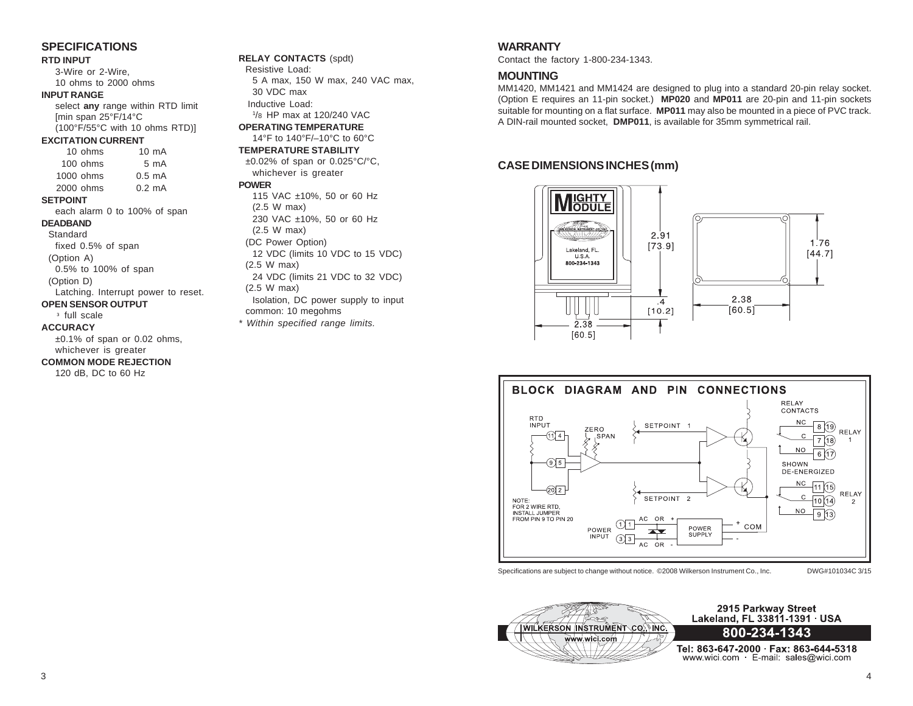## SPECIFICATIONS

**RTD INPUT**

3-Wire or 2-Wire,
10 ohms to 2000 ohms

**INPUT RANGE**

select **any** range within RTD limit [min span 25°F/14°C (100°F/55°C with 10 ohms RTD)]

**EXCITATION CURRENT**

| | |
|---|---|
| 10 ohms | 10 mA |
| 100 ohms | 5 mA |
| 1000 ohms | 0.5 mA |
| 2000 ohms | 0.2 mA |

**SETPOINT**

each alarm 0 to 100% of span

**DEADBAND**

Standard
fixed 0.5% of span
(Option A)
0.5% to 100% of span
(Option D)
Latching. Interrupt power to reset.

**OPEN SENSOR OUTPUT**

³ full scale

**ACCURACY**

±0.1% of span or 0.02 ohms, whichever is greater

**COMMON MODE REJECTION**

120 dB, DC to 60 Hz

**RELAY CONTACTS** (spdt)

Resistive Load:
5 A max, 150 W max, 240 VAC max, 30 VDC max
Inductive Load:
1/8 HP max at 120/240 VAC

**OPERATING TEMPERATURE**

14°F to 140°F/–10°C to 60°C

**TEMPERATURE STABILITY**

±0.02% of span or 0.025°C/°C, whichever is greater

**POWER**

115 VAC ±10%, 50 or 60 Hz (2.5 W max)
230 VAC ±10%, 50 or 60 Hz (2.5 W max)
(DC Power Option)
12 VDC (limits 10 VDC to 15 VDC) (2.5 W max)
24 VDC (limits 21 VDC to 32 VDC) (2.5 W max)
Isolation, DC power supply to input common: 10 megohms

*\* Within specified range limits.*

## WARRANTY

Contact the factory 1-800-234-1343.

## MOUNTING

MM1420, MM1421 and MM1424 are designed to plug into a standard 20-pin relay socket. (Option E requires an 11-pin socket.) **MP020** and **MP011** are 20-pin and 11-pin sockets suitable for mounting on a flat surface. **MP011** may also be mounted in a piece of PVC track. A DIN-rail mounted socket, **DMP011**, is available for 35mm symmetrical rail.

## CASE DIMENSIONS INCHES (mm)

MIGHTY MODULE
Lakeland, FL. U.S.A. 800-234-1343
2.91 [73.9]
.4 [10.2]
2.38 [60.5]
1.76 [44.7]
2.38 [60.5]

## BLOCK DIAGRAM AND PIN CONNECTIONS

RTD INPUT
11 4
9 5
20 2
ZERO SPAN
SETPOINT 1
SETPOINT 2
RELAY CONTACTS
NC 8 19
C 7 18
NO 6 17
RELAY 1
SHOWN DE-ENERGIZED
NC 11 15
C 10 14
NO 9 13
RELAY 2
NOTE: FOR 2 WIRE RTD, INSTALL JUMPER FROM PIN 9 TO PIN 20
POWER INPUT
1 1
3 3
AC OR +
AC OR -
POWER SUPPLY
+ COM
-

Specifications are subject to change without notice. ©2008 Wilkerson Instrument Co., Inc. DWG#101034C 3/15

WILKERSON INSTRUMENT CO., INC.
www.wici.com
2915 Parkway Street
Lakeland, FL 33811-1391 · USA
800-234-1343
Tel: 863-647-2000 · Fax: 863-644-5318
www.wici.com · E-mail: sales@wici.com